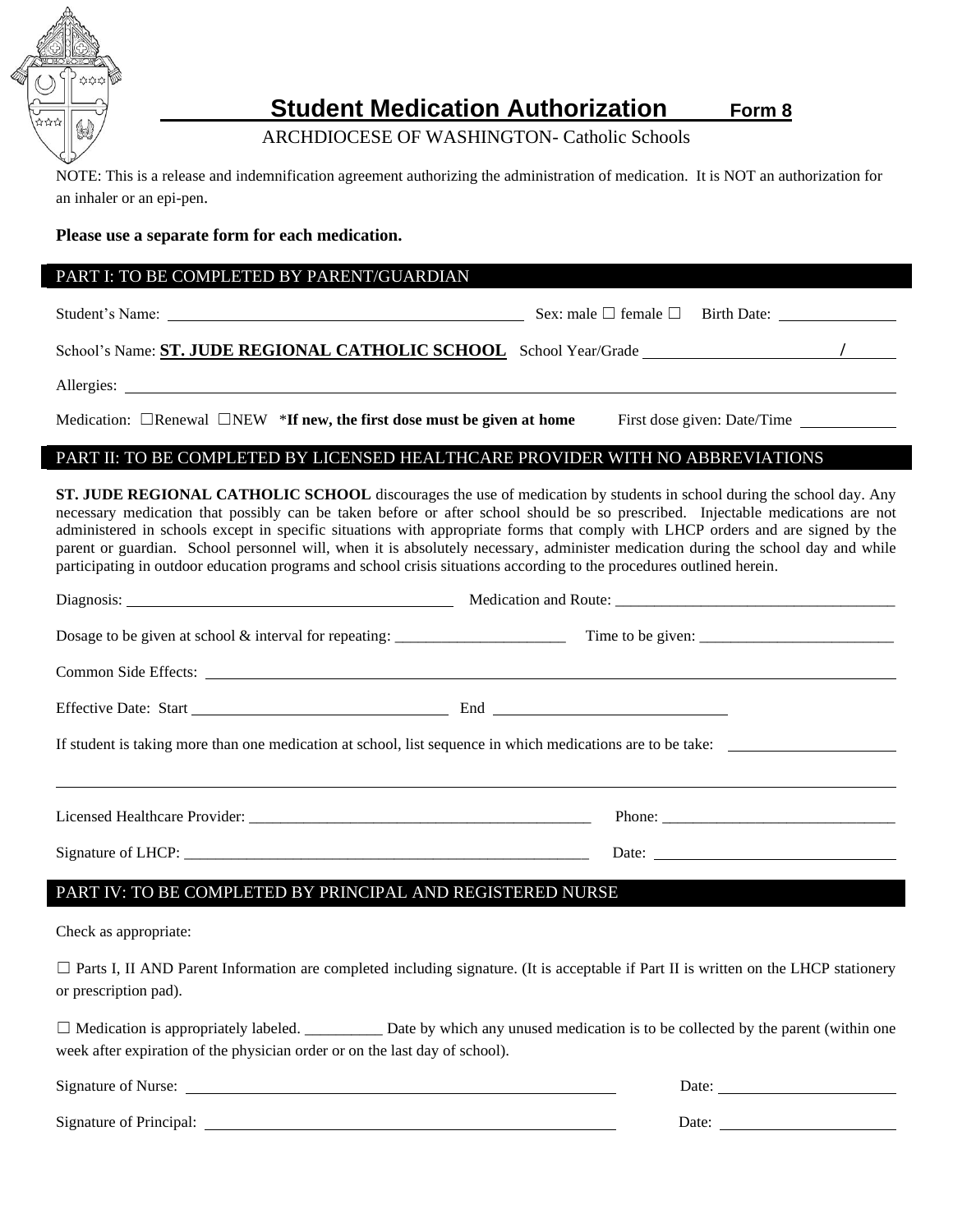# Student Medication Authorization **Form 8**

ARCHDIOCESE OF WASHINGTON- Catholic Schools

NOTE: This is a release and indemnification agreement authorizing the administration of medication. It is NOT an authorization for an inhaler or an epi-pen.

**Please use a separate form for each medication.**

## PART I: TO BE COMPLETED BY PARENT/GUARDIAN

Student's Name: ______________________ Sex: male ☐ female ☐ Birth Date: __________

School's Name: **ST. JUDE REGIONAL CATHOLIC SCHOOL** School Year/Grade ______________ / ______

Allergies: ______________________________________________

Medication: ☐Renewal ☐NEW \***If new, the first dose must be given at home** First dose given: Date/Time __________

## PART II: TO BE COMPLETED BY LICENSED HEALTHCARE PROVIDER WITH NO ABBREVIATIONS

**ST. JUDE REGIONAL CATHOLIC SCHOOL** discourages the use of medication by students in school during the school day. Any necessary medication that possibly can be taken before or after school should be so prescribed. Injectable medications are not administered in schools except in specific situations with appropriate forms that comply with LHCP orders and are signed by the parent or guardian. School personnel will, when it is absolutely necessary, administer medication during the school day and while participating in outdoor education programs and school crisis situations according to the procedures outlined herein.

Diagnosis: ______________________ Medication and Route: ______________________

Dosage to be given at school & interval for repeating: ______________________ Time to be given: ______________________

Common Side Effects: ______________________________________________

Effective Date: Start ______________________ End ______________________

If student is taking more than one medication at school, list sequence in which medications are to be take: ______________________

______________________________________________

Licensed Healthcare Provider: ______________________ Phone: ______________________

Signature of LHCP: ______________________ Date: ______________________

## PART IV: TO BE COMPLETED BY PRINCIPAL AND REGISTERED NURSE

Check as appropriate:

☐ Parts I, II AND Parent Information are completed including signature. (It is acceptable if Part II is written on the LHCP stationery or prescription pad).

☐ Medication is appropriately labeled. __________ Date by which any unused medication is to be collected by the parent (within one week after expiration of the physician order or on the last day of school).

Signature of Nurse: ______________________ Date: ______________________

Signature of Principal: ______________________ Date: ______________________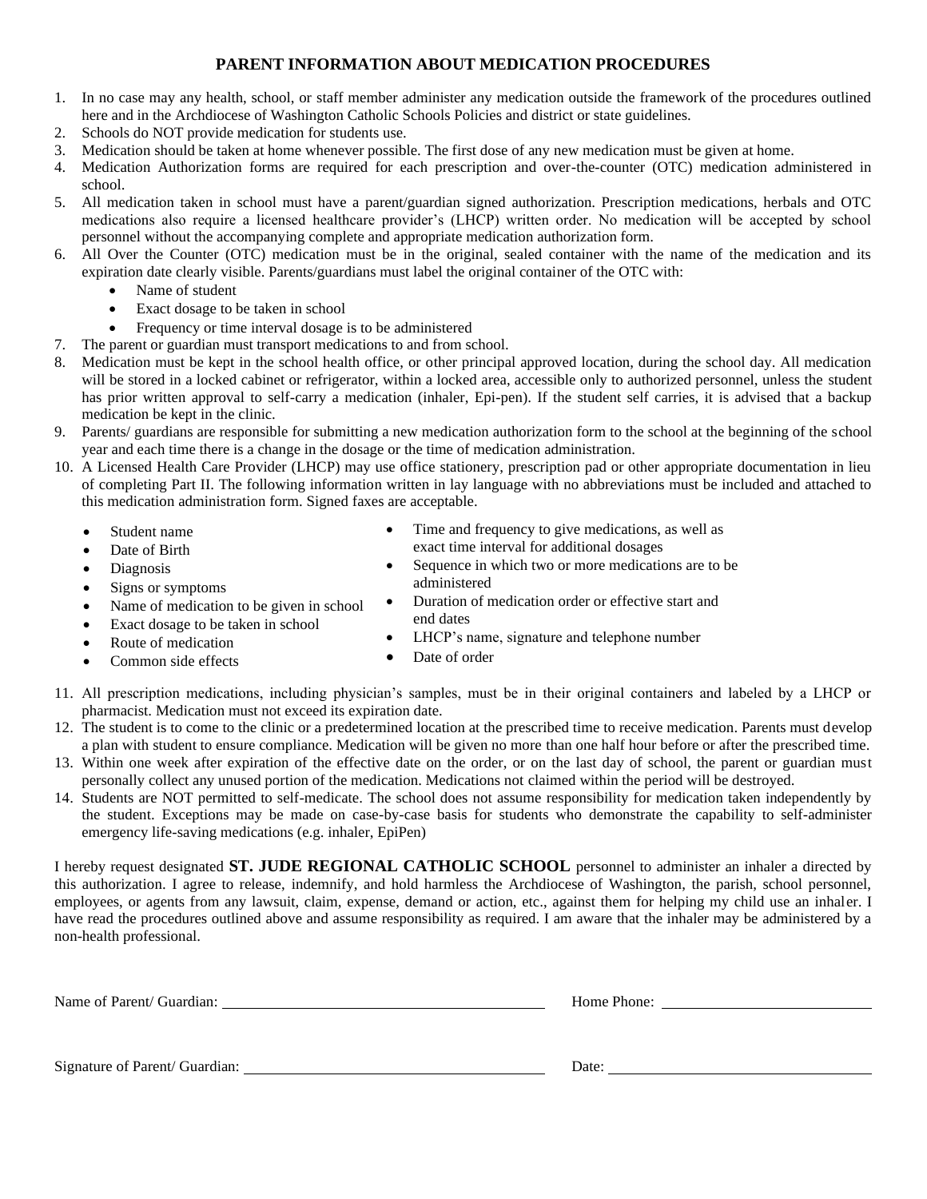## PARENT INFORMATION ABOUT MEDICATION PROCEDURES

1. In no case may any health, school, or staff member administer any medication outside the framework of the procedures outlined here and in the Archdiocese of Washington Catholic Schools Policies and district or state guidelines.
2. Schools do NOT provide medication for students use.
3. Medication should be taken at home whenever possible. The first dose of any new medication must be given at home.
4. Medication Authorization forms are required for each prescription and over-the-counter (OTC) medication administered in school.
5. All medication taken in school must have a parent/guardian signed authorization. Prescription medications, herbals and OTC medications also require a licensed healthcare provider's (LHCP) written order. No medication will be accepted by school personnel without the accompanying complete and appropriate medication authorization form.
6. All Over the Counter (OTC) medication must be in the original, sealed container with the name of the medication and its expiration date clearly visible. Parents/guardians must label the original container of the OTC with:
   - Name of student
   - Exact dosage to be taken in school
   - Frequency or time interval dosage is to be administered
7. The parent or guardian must transport medications to and from school.
8. Medication must be kept in the school health office, or other principal approved location, during the school day. All medication will be stored in a locked cabinet or refrigerator, within a locked area, accessible only to authorized personnel, unless the student has prior written approval to self-carry a medication (inhaler, Epi-pen). If the student self carries, it is advised that a backup medication be kept in the clinic.
9. Parents/ guardians are responsible for submitting a new medication authorization form to the school at the beginning of the school year and each time there is a change in the dosage or the time of medication administration.
10. A Licensed Health Care Provider (LHCP) may use office stationery, prescription pad or other appropriate documentation in lieu of completing Part II. The following information written in lay language with no abbreviations must be included and attached to this medication administration form. Signed faxes are acceptable.
    - Student name
    - Date of Birth
    - Diagnosis
    - Signs or symptoms
    - Name of medication to be given in school
    - Exact dosage to be taken in school
    - Route of medication
    - Common side effects
    - Time and frequency to give medications, as well as exact time interval for additional dosages
    - Sequence in which two or more medications are to be administered
    - Duration of medication order or effective start and end dates
    - LHCP's name, signature and telephone number
    - Date of order
11. All prescription medications, including physician's samples, must be in their original containers and labeled by a LHCP or pharmacist. Medication must not exceed its expiration date.
12. The student is to come to the clinic or a predetermined location at the prescribed time to receive medication. Parents must develop a plan with student to ensure compliance. Medication will be given no more than one half hour before or after the prescribed time.
13. Within one week after expiration of the effective date on the order, or on the last day of school, the parent or guardian must personally collect any unused portion of the medication. Medications not claimed within the period will be destroyed.
14. Students are NOT permitted to self-medicate. The school does not assume responsibility for medication taken independently by the student. Exceptions may be made on case-by-case basis for students who demonstrate the capability to self-administer emergency life-saving medications (e.g. inhaler, EpiPen)

I hereby request designated **ST. JUDE REGIONAL CATHOLIC SCHOOL** personnel to administer an inhaler a directed by this authorization. I agree to release, indemnify, and hold harmless the Archdiocese of Washington, the parish, school personnel, employees, or agents from any lawsuit, claim, expense, demand or action, etc., against them for helping my child use an inhaler. I have read the procedures outlined above and assume responsibility as required. I am aware that the inhaler may be administered by a non-health professional.

Name of Parent/ Guardian: ______________________________ Home Phone: ______________________

Signature of Parent/ Guardian: ______________________________ Date: ______________________